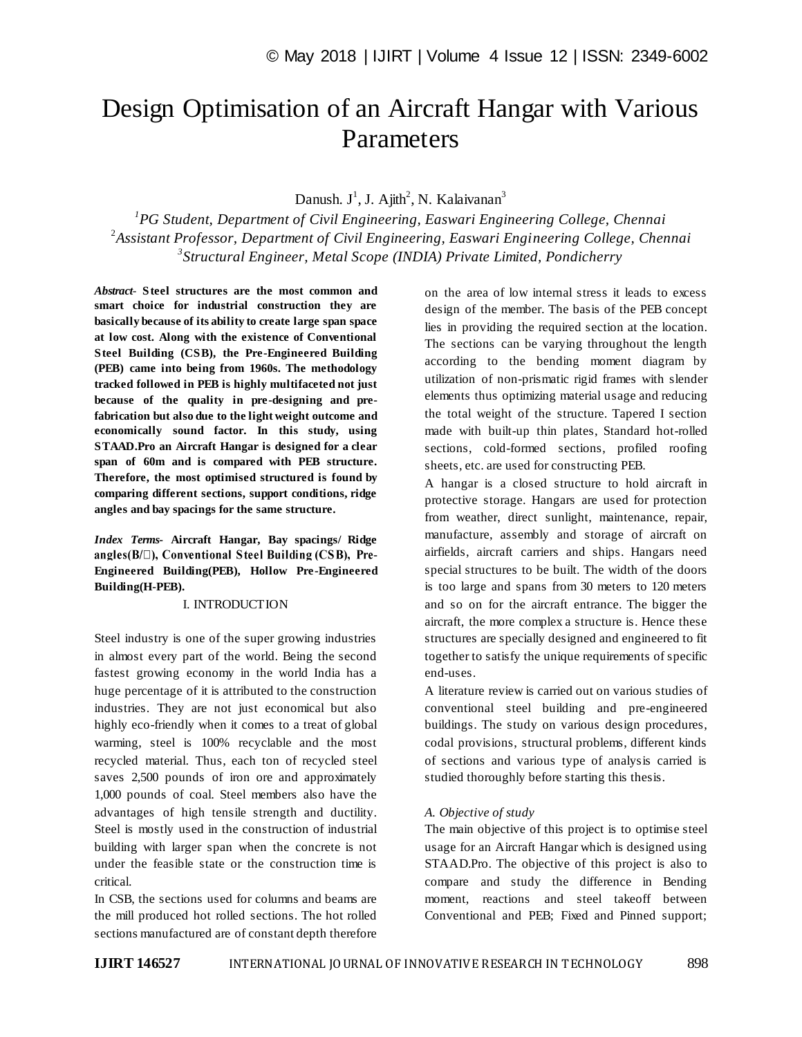# Design Optimisation of an Aircraft Hangar with Various Parameters

Danush. J[1], J. Ajith[2], N. Kalaivanan[3]

[1]*PG Student, Department of Civil Engineering, Easwari Engineering College, Chennai*
[2]*Assistant Professor, Department of Civil Engineering, Easwari Engineering College, Chennai*
[3]*Structural Engineer, Metal Scope (INDIA) Private Limited, Pondicherry*

***Abstract-*** **Steel structures are the most common and smart choice for industrial construction they are basically because of its ability to create large span space at low cost. Along with the existence of Conventional Steel Building (CSB), the Pre-Engineered Building (PEB) came into being from 1960s. The methodology tracked followed in PEB is highly multifaceted not just because of the quality in pre-designing and pre-fabrication but also due to the light weight outcome and economically sound factor. In this study, using STAAD.Pro an Aircraft Hangar is designed for a clear span of 60m and is compared with PEB structure. Therefore, the most optimised structured is found by comparing different sections, support conditions, ridge angles and bay spacings for the same structure.**

***Index Terms-*** **Aircraft Hangar, Bay spacings/ Ridge angles(B/□), Conventional Steel Building (CSB), Pre-Engineered Building(PEB), Hollow Pre-Engineered Building(H-PEB).**

## I. INTRODUCTION

Steel industry is one of the super growing industries in almost every part of the world. Being the second fastest growing economy in the world India has a huge percentage of it is attributed to the construction industries. They are not just economical but also highly eco-friendly when it comes to a treat of global warming, steel is 100% recyclable and the most recycled material. Thus, each ton of recycled steel saves 2,500 pounds of iron ore and approximately 1,000 pounds of coal. Steel members also have the advantages of high tensile strength and ductility. Steel is mostly used in the construction of industrial building with larger span when the concrete is not under the feasible state or the construction time is critical.

In CSB, the sections used for columns and beams are the mill produced hot rolled sections. The hot rolled sections manufactured are of constant depth therefore on the area of low internal stress it leads to excess design of the member. The basis of the PEB concept lies in providing the required section at the location. The sections can be varying throughout the length according to the bending moment diagram by utilization of non-prismatic rigid frames with slender elements thus optimizing material usage and reducing the total weight of the structure. Tapered I section made with built-up thin plates, Standard hot-rolled sections, cold-formed sections, profiled roofing sheets, etc. are used for constructing PEB.

A hangar is a closed structure to hold aircraft in protective storage. Hangars are used for protection from weather, direct sunlight, maintenance, repair, manufacture, assembly and storage of aircraft on airfields, aircraft carriers and ships. Hangars need special structures to be built. The width of the doors is too large and spans from 30 meters to 120 meters and so on for the aircraft entrance. The bigger the aircraft, the more complex a structure is. Hence these structures are specially designed and engineered to fit together to satisfy the unique requirements of specific end-uses.

A literature review is carried out on various studies of conventional steel building and pre-engineered buildings. The study on various design procedures, codal provisions, structural problems, different kinds of sections and various type of analysis carried is studied thoroughly before starting this thesis.

### *A. Objective of study*

The main objective of this project is to optimise steel usage for an Aircraft Hangar which is designed using STAAD.Pro. The objective of this project is also to compare and study the difference in Bending moment, reactions and steel takeoff between Conventional and PEB; Fixed and Pinned support;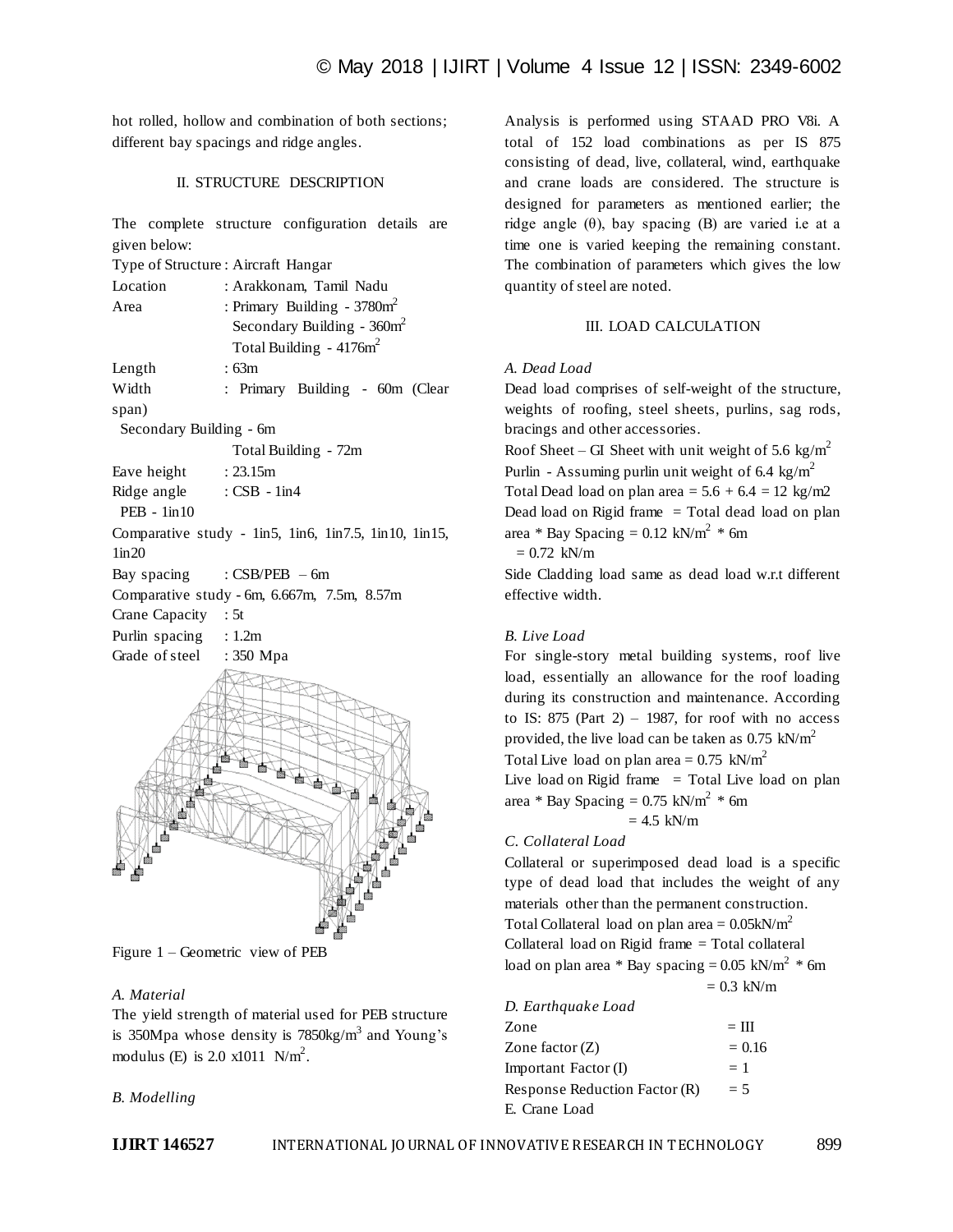hot rolled, hollow and combination of both sections; different bay spacings and ridge angles.

## II. STRUCTURE DESCRIPTION

The complete structure configuration details are given below:

Type of Structure : Aircraft Hangar
Location : Arakkonam, Tamil Nadu
Area : Primary Building - 3780m$^2$
Secondary Building - 360m$^2$
Total Building - 4176m$^2$
Length : 63m
Width : Primary Building - 60m (Clear span)
Secondary Building - 6m
Total Building - 72m
Eave height : 23.15m
Ridge angle : CSB - 1in4
PEB - 1in10
Comparative study - 1in5, 1in6, 1in7.5, 1in10, 1in15, 1in20
Bay spacing : CSB/PEB – 6m
Comparative study - 6m, 6.667m, 7.5m, 8.57m
Crane Capacity : 5t
Purlin spacing : 1.2m
Grade of steel : 350 Mpa

Figure 1 – Geometric view of PEB

### A. Material

The yield strength of material used for PEB structure is 350Mpa whose density is 7850kg/m$^3$ and Young's modulus (E) is 2.0 x1011 N/m$^2$.

### B. Modelling

Analysis is performed using STAAD PRO V8i. A total of 152 load combinations as per IS 875 consisting of dead, live, collateral, wind, earthquake and crane loads are considered. The structure is designed for parameters as mentioned earlier; the ridge angle (θ), bay spacing (B) are varied i.e at a time one is varied keeping the remaining constant. The combination of parameters which gives the low quantity of steel are noted.

## III. LOAD CALCULATION

### A. Dead Load

Dead load comprises of self-weight of the structure, weights of roofing, steel sheets, purlins, sag rods, bracings and other accessories.

Roof Sheet – GI Sheet with unit weight of 5.6 kg/m$^2$
Purlin - Assuming purlin unit weight of 6.4 kg/m$^2$
Total Dead load on plan area = 5.6 + 6.4 = 12 kg/m2
Dead load on Rigid frame = Total dead load on plan area * Bay Spacing = 0.12 kN/m$^2$ * 6m
= 0.72 kN/m

Side Cladding load same as dead load w.r.t different effective width.

### B. Live Load

For single-story metal building systems, roof live load, essentially an allowance for the roof loading during its construction and maintenance. According to IS: 875 (Part 2) – 1987, for roof with no access provided, the live load can be taken as 0.75 kN/m$^2$

Total Live load on plan area = 0.75 kN/m$^2$
Live load on Rigid frame = Total Live load on plan area * Bay Spacing = 0.75 kN/m$^2$ * 6m
= 4.5 kN/m

### C. Collateral Load

Collateral or superimposed dead load is a specific type of dead load that includes the weight of any materials other than the permanent construction.

Total Collateral load on plan area = 0.05kN/m$^2$
Collateral load on Rigid frame = Total collateral load on plan area * Bay spacing = 0.05 kN/m$^2$ * 6m
= 0.3 kN/m

### D. Earthquake Load

Zone = III
Zone factor (Z) = 0.16
Important Factor (I) = 1
Response Reduction Factor (R) = 5

E. Crane Load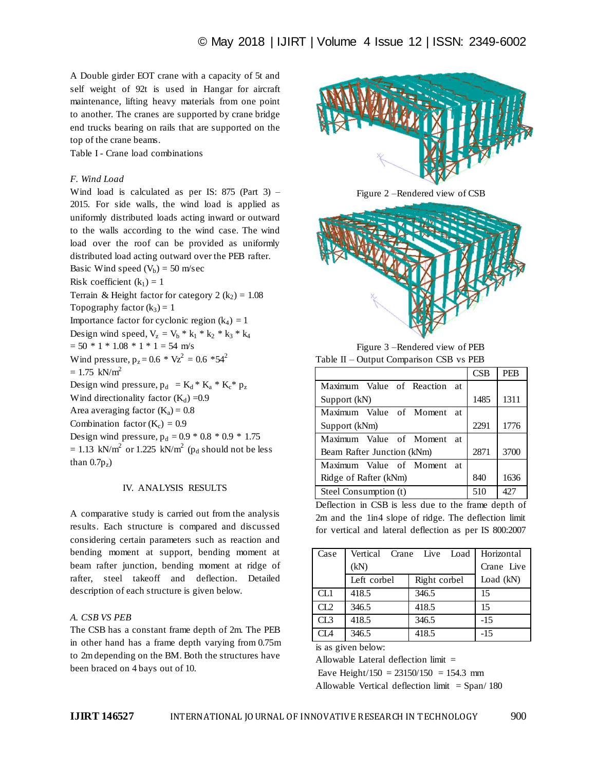A Double girder EOT crane with a capacity of 5t and self weight of 92t is used in Hangar for aircraft maintenance, lifting heavy materials from one point to another. The cranes are supported by crane bridge end trucks bearing on rails that are supported on the top of the crane beams.

Table I - Crane load combinations

| Case | Vertical Crane Live Load (kN) | | Horizontal Crane Live Load (kN) |
|---|---|---|---|
| | Left corbel | Right corbel | |
| CL1 | 418.5 | 346.5 | 15 |
| CL2 | 346.5 | 418.5 | 15 |
| CL3 | 418.5 | 346.5 | -15 |
| CL4 | 346.5 | 418.5 | -15 |

*F. Wind Load*

Wind load is calculated as per IS: 875 (Part 3) – 2015. For side walls, the wind load is applied as uniformly distributed loads acting inward or outward to the walls according to the wind case. The wind load over the roof can be provided as uniformly distributed load acting outward over the PEB rafter.

Basic Wind speed ($V_b$) = 50 m/sec

Risk coefficient ($k_1$) = 1

Terrain & Height factor for category 2 ($k_2$) = 1.08

Topography factor ($k_3$) = 1

Importance factor for cyclonic region ($k_4$) = 1

Design wind speed, $V_z = V_b * k_1 * k_2 * k_3 * k_4$

$= 50 * 1 * 1.08 * 1 * 1 = 54$ m/s

Wind pressure, $p_z = 0.6 * Vz^2 = 0.6 * 54^2$

$= 1.75$ kN/m$^2$

Design wind pressure, $p_d = K_d * K_a * K_c * p_z$

Wind directionality factor ($K_d$) = 0.9

Area averaging factor ($K_a$) = 0.8

Combination factor ($K_c$) = 0.9

Design wind pressure, $p_d = 0.9 * 0.8 * 0.9 * 1.75$

$= 1.13$ kN/m$^2$ or $1.225$ kN/m$^2$ ($p_d$ should not be less than $0.7p_z$)

## IV. ANALYSIS RESULTS

A comparative study is carried out from the analysis results. Each structure is compared and discussed considering certain parameters such as reaction and bending moment at support, bending moment at beam rafter junction, bending moment at ridge of rafter, steel takeoff and deflection. Detailed description of each structure is given below.

*A. CSB VS PEB*

The CSB has a constant frame depth of 2m. The PEB in other hand has a frame depth varying from 0.75m to 2m depending on the BM. Both the structures have been braced on 4 bays out of 10.

Figure 2 –Rendered view of CSB

Figure 3 –Rendered view of PEB

Table II – Output Comparison CSB vs PEB

| | CSB | PEB |
|---|---|---|
| Maximum Value of Reaction at Support (kN) | 1485 | 1311 |
| Maximum Value of Moment at Support (kNm) | 2291 | 1776 |
| Maximum Value of Moment at Beam Rafter Junction (kNm) | 2871 | 3700 |
| Maximum Value of Moment at Ridge of Rafter (kNm) | 840 | 1636 |
| Steel Consumption (t) | 510 | 427 |

Deflection in CSB is less due to the frame depth of 2m and the 1in4 slope of ridge. The deflection limit for vertical and lateral deflection as per IS 800:2007 is as given below:

Allowable Lateral deflection limit =

Eave Height/150 = 23150/150 = 154.3 mm

Allowable Vertical deflection limit = Span/ 180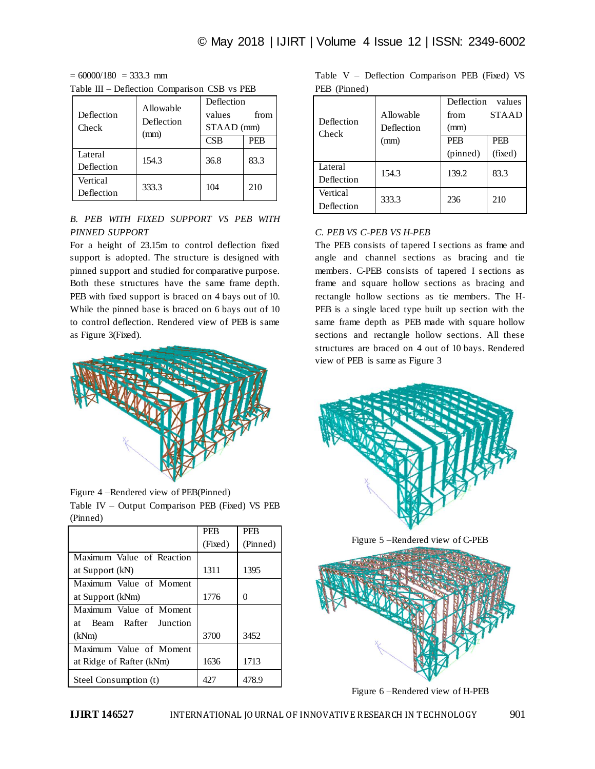= 60000/180 = 333.3 mm

Table III – Deflection Comparison CSB vs PEB

| Deflection Check | Allowable Deflection (mm) | Deflection values from STAAD (mm) | |
|---|---|---|---|
| | | CSB | PEB |
| Lateral Deflection | 154.3 | 36.8 | 83.3 |
| Vertical Deflection | 333.3 | 104 | 210 |

*B. PEB WITH FIXED SUPPORT VS PEB WITH PINNED SUPPORT*

For a height of 23.15m to control deflection fixed support is adopted. The structure is designed with pinned support and studied for comparative purpose. Both these structures have the same frame depth. PEB with fixed support is braced on 4 bays out of 10. While the pinned base is braced on 6 bays out of 10 to control deflection. Rendered view of PEB is same as Figure 3(Fixed).

Figure 4 –Rendered view of PEB(Pinned)

Table IV – Output Comparison PEB (Fixed) VS PEB (Pinned)

| | PEB (Fixed) | PEB (Pinned) |
|---|---|---|
| Maximum Value of Reaction at Support (kN) | 1311 | 1395 |
| Maximum Value of Moment at Support (kNm) | 1776 | 0 |
| Maximum Value of Moment at Beam Rafter Junction (kNm) | 3700 | 3452 |
| Maximum Value of Moment at Ridge of Rafter (kNm) | 1636 | 1713 |
| Steel Consumption (t) | 427 | 478.9 |

Table V – Deflection Comparison PEB (Fixed) VS PEB (Pinned)

| Deflection Check | Allowable Deflection (mm) | Deflection values from STAAD (mm) | |
|---|---|---|---|
| | | PEB (pinned) | PEB (fixed) |
| Lateral Deflection | 154.3 | 139.2 | 83.3 |
| Vertical Deflection | 333.3 | 236 | 210 |

*C. PEB VS C-PEB VS H-PEB*

The PEB consists of tapered I sections as frame and angle and channel sections as bracing and tie members. C-PEB consists of tapered I sections as frame and square hollow sections as bracing and rectangle hollow sections as tie members. The H-PEB is a single laced type built up section with the same frame depth as PEB made with square hollow sections and rectangle hollow sections. All these structures are braced on 4 out of 10 bays. Rendered view of PEB is same as Figure 3

Figure 5 –Rendered view of C-PEB

Figure 6 –Rendered view of H-PEB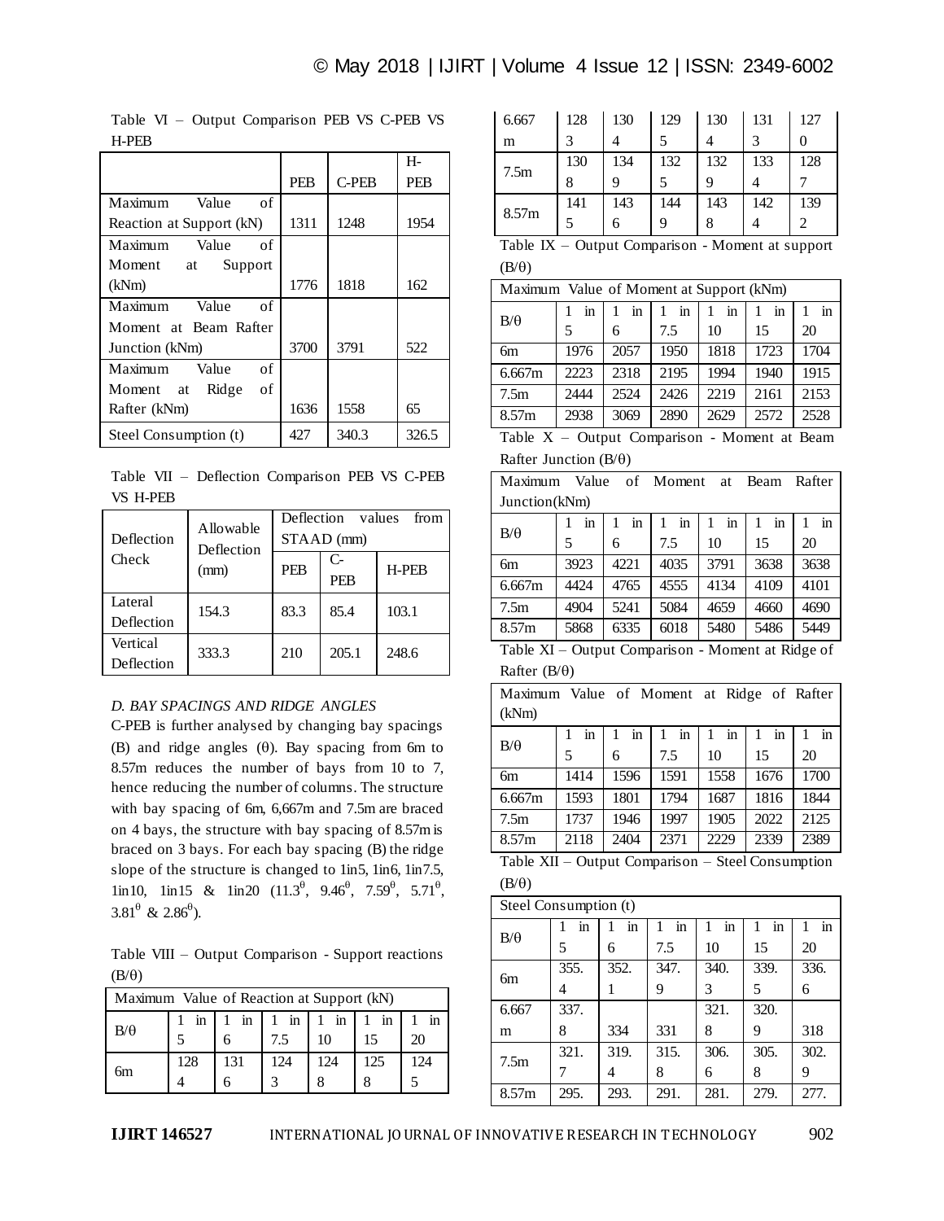Table VI – Output Comparison PEB VS C-PEB VS H-PEB

| | PEB | C-PEB | H-PEB |
|---|---|---|---|
| Maximum Value of Reaction at Support (kN) | 1311 | 1248 | 1954 |
| Maximum Value of Moment at Support (kNm) | 1776 | 1818 | 162 |
| Maximum Value of Moment at Beam Rafter Junction (kNm) | 3700 | 3791 | 522 |
| Maximum Value of Moment at Ridge of Rafter (kNm) | 1636 | 1558 | 65 |
| Steel Consumption (t) | 427 | 340.3 | 326.5 |

Table VII – Deflection Comparison PEB VS C-PEB VS H-PEB

| Deflection Check | Allowable Deflection (mm) | Deflection values from STAAD (mm) | | |
|---|---|---|---|---|
| | | PEB | C-PEB | H-PEB |
| Lateral Deflection | 154.3 | 83.3 | 85.4 | 103.1 |
| Vertical Deflection | 333.3 | 210 | 205.1 | 248.6 |

*D. BAY SPACINGS AND RIDGE ANGLES*

C-PEB is further analysed by changing bay spacings (B) and ridge angles (θ). Bay spacing from 6m to 8.57m reduces the number of bays from 10 to 7, hence reducing the number of columns. The structure with bay spacing of 6m, 6,667m and 7.5m are braced on 4 bays, the structure with bay spacing of 8.57m is braced on 3 bays. For each bay spacing (B) the ridge slope of the structure is changed to 1in5, 1in6, 1in7.5, 1in10, 1in15 & 1in20 ($11.3^{\theta}$, $9.46^{\theta}$, $7.59^{\theta}$, $5.71^{\theta}$, $3.81^{\theta}$ & $2.86^{\theta}$).

Table VIII – Output Comparison - Support reactions (B/θ)

| Maximum Value of Reaction at Support (kN) | | | | | | |
|---|---|---|---|---|---|---|
| B/θ | 1 in 5 | 1 in 6 | 1 in 7.5 | 1 in 10 | 1 in 15 | 1 in 20 |
| 6m | 1284 | 1316 | 1243 | 1248 | 1258 | 1245 |
| 6.667 m | 1283 | 1304 | 1295 | 1304 | 1313 | 1270 |
| 7.5m | 1308 | 1349 | 1325 | 1329 | 1334 | 1287 |
| 8.57m | 1415 | 1436 | 1449 | 1438 | 1424 | 1392 |

Table IX – Output Comparison - Moment at support (B/θ)

| Maximum Value of Moment at Support (kNm) | | | | | | |
|---|---|---|---|---|---|---|
| B/θ | 1 in 5 | 1 in 6 | 1 in 7.5 | 1 in 10 | 1 in 15 | 1 in 20 |
| 6m | 1976 | 2057 | 1950 | 1818 | 1723 | 1704 |
| 6.667m | 2223 | 2318 | 2195 | 1994 | 1940 | 1915 |
| 7.5m | 2444 | 2524 | 2426 | 2219 | 2161 | 2153 |
| 8.57m | 2938 | 3069 | 2890 | 2629 | 2572 | 2528 |

Table X – Output Comparison - Moment at Beam Rafter Junction (B/θ)

| Maximum Value of Moment at Beam Rafter Junction(kNm) | | | | | | |
|---|---|---|---|---|---|---|
| B/θ | 1 in 5 | 1 in 6 | 1 in 7.5 | 1 in 10 | 1 in 15 | 1 in 20 |
| 6m | 3923 | 4221 | 4035 | 3791 | 3638 | 3638 |
| 6.667m | 4424 | 4765 | 4555 | 4134 | 4109 | 4101 |
| 7.5m | 4904 | 5241 | 5084 | 4659 | 4660 | 4690 |
| 8.57m | 5868 | 6335 | 6018 | 5480 | 5486 | 5449 |

Table XI – Output Comparison - Moment at Ridge of Rafter (B/θ)

| Maximum Value of Moment at Ridge of Rafter (kNm) | | | | | | |
|---|---|---|---|---|---|---|
| B/θ | 1 in 5 | 1 in 6 | 1 in 7.5 | 1 in 10 | 1 in 15 | 1 in 20 |
| 6m | 1414 | 1596 | 1591 | 1558 | 1676 | 1700 |
| 6.667m | 1593 | 1801 | 1794 | 1687 | 1816 | 1844 |
| 7.5m | 1737 | 1946 | 1997 | 1905 | 2022 | 2125 |
| 8.57m | 2118 | 2404 | 2371 | 2229 | 2339 | 2389 |

Table XII – Output Comparison – Steel Consumption (B/θ)

| Steel Consumption (t) | | | | | | |
|---|---|---|---|---|---|---|
| B/θ | 1 in 5 | 1 in 6 | 1 in 7.5 | 1 in 10 | 1 in 15 | 1 in 20 |
| 6m | 355.4 | 352.1 | 347.9 | 340.3 | 339.5 | 336.6 |
| 6.667 m | 337.8 | 334 | 331 | 321.8 | 320.9 | 318 |
| 7.5m | 321.7 | 319.4 | 315.8 | 306.6 | 305.8 | 302.9 |
| 8.57m | 295. | 293. | 291. | 281. | 279. | 277. |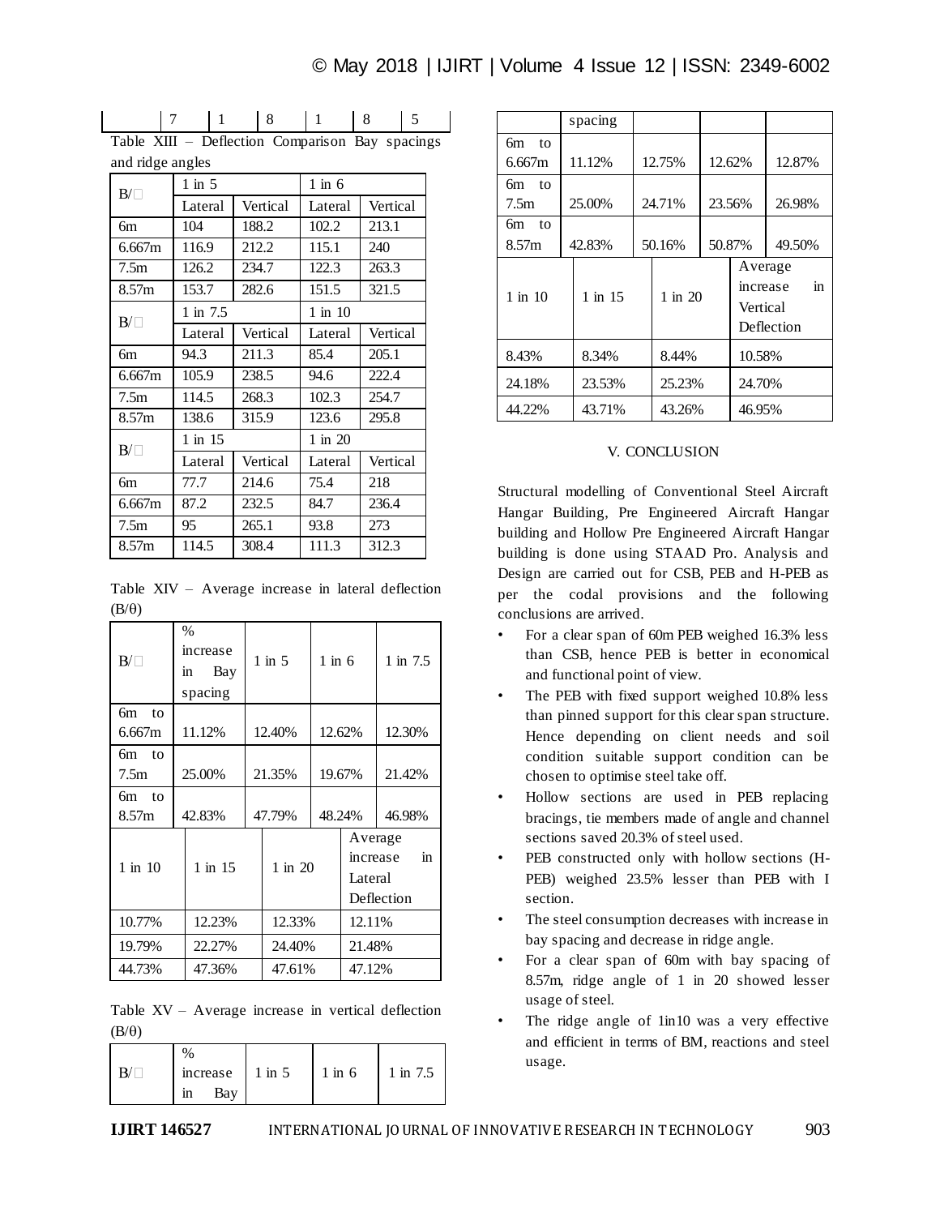|  | 7 | 1 | 8 | 1 | 8 | 5 |
|---|---|---|---|---|---|---|

Table XIII – Deflection Comparison Bay spacings and ridge angles

| B/θ | 1 in 5 | | 1 in 6 | |
|---|---|---|---|---|
| | Lateral | Vertical | Lateral | Vertical |
| 6m | 104 | 188.2 | 102.2 | 213.1 |
| 6.667m | 116.9 | 212.2 | 115.1 | 240 |
| 7.5m | 126.2 | 234.7 | 122.3 | 263.3 |
| 8.57m | 153.7 | 282.6 | 151.5 | 321.5 |
| B/θ | 1 in 7.5 | | 1 in 10 | |
| | Lateral | Vertical | Lateral | Vertical |
| 6m | 94.3 | 211.3 | 85.4 | 205.1 |
| 6.667m | 105.9 | 238.5 | 94.6 | 222.4 |
| 7.5m | 114.5 | 268.3 | 102.3 | 254.7 |
| 8.57m | 138.6 | 315.9 | 123.6 | 295.8 |
| B/θ | 1 in 15 | | 1 in 20 | |
| | Lateral | Vertical | Lateral | Vertical |
| 6m | 77.7 | 214.6 | 75.4 | 218 |
| 6.667m | 87.2 | 232.5 | 84.7 | 236.4 |
| 7.5m | 95 | 265.1 | 93.8 | 273 |
| 8.57m | 114.5 | 308.4 | 111.3 | 312.3 |

Table XIV – Average increase in lateral deflection (B/θ)

| B/θ | % increase in Bay spacing | 1 in 5 | 1 in 6 | 1 in 7.5 |
|---|---|---|---|---|
| 6m to 6.667m | 11.12% | 12.40% | 12.62% | 12.30% |
| 6m to 7.5m | 25.00% | 21.35% | 19.67% | 21.42% |
| 6m to 8.57m | 42.83% | 47.79% | 48.24% | 46.98% |

| 1 in 10 | 1 in 15 | 1 in 20 | Average increase in Lateral Deflection |
|---|---|---|---|
| 10.77% | 12.23% | 12.33% | 12.11% |
| 19.79% | 22.27% | 24.40% | 21.48% |
| 44.73% | 47.36% | 47.61% | 47.12% |

Table XV – Average increase in vertical deflection (B/θ)

| B/θ | % increase in Bay spacing | 1 in 5 | 1 in 6 | 1 in 7.5 |
|---|---|---|---|---|
| 6m to 6.667m | 11.12% | 12.75% | 12.62% | 12.87% |
| 6m to 7.5m | 25.00% | 24.71% | 23.56% | 26.98% |
| 6m to 8.57m | 42.83% | 50.16% | 50.87% | 49.50% |

| 1 in 10 | 1 in 15 | 1 in 20 | Average increase in Vertical Deflection |
|---|---|---|---|
| 8.43% | 8.34% | 8.44% | 10.58% |
| 24.18% | 23.53% | 25.23% | 24.70% |
| 44.22% | 43.71% | 43.26% | 46.95% |

## V. CONCLUSION

Structural modelling of Conventional Steel Aircraft Hangar Building, Pre Engineered Aircraft Hangar building and Hollow Pre Engineered Aircraft Hangar building is done using STAAD Pro. Analysis and Design are carried out for CSB, PEB and H-PEB as per the codal provisions and the following conclusions are arrived.

- For a clear span of 60m PEB weighed 16.3% less than CSB, hence PEB is better in economical and functional point of view.
- The PEB with fixed support weighed 10.8% less than pinned support for this clear span structure. Hence depending on client needs and soil condition suitable support condition can be chosen to optimise steel take off.
- Hollow sections are used in PEB replacing bracings, tie members made of angle and channel sections saved 20.3% of steel used.
- PEB constructed only with hollow sections (H-PEB) weighed 23.5% lesser than PEB with I section.
- The steel consumption decreases with increase in bay spacing and decrease in ridge angle.
- For a clear span of 60m with bay spacing of 8.57m, ridge angle of 1 in 20 showed lesser usage of steel.
- The ridge angle of 1in10 was a very effective and efficient in terms of BM, reactions and steel usage.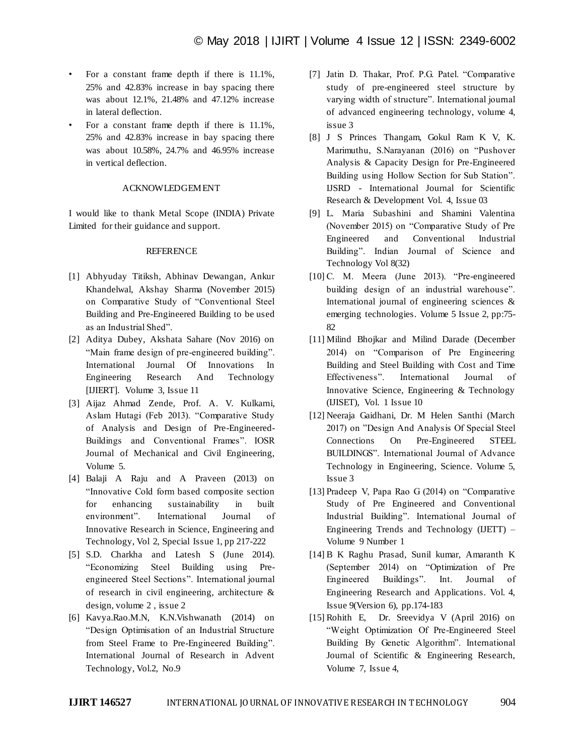- For a constant frame depth if there is 11.1%, 25% and 42.83% increase in bay spacing there was about 12.1%, 21.48% and 47.12% increase in lateral deflection.
- For a constant frame depth if there is 11.1%, 25% and 42.83% increase in bay spacing there was about 10.58%, 24.7% and 46.95% increase in vertical deflection.

## ACKNOWLEDGEMENT

I would like to thank Metal Scope (INDIA) Private Limited for their guidance and support.

## REFERENCE

[1] Abhyuday Titiksh, Abhinav Dewangan, Ankur Khandelwal, Akshay Sharma (November 2015) on Comparative Study of "Conventional Steel Building and Pre-Engineered Building to be used as an Industrial Shed".

[2] Aditya Dubey, Akshata Sahare (Nov 2016) on "Main frame design of pre-engineered building". International Journal Of Innovations In Engineering Research And Technology [IJIERT]. Volume 3, Issue 11

[3] Aijaz Ahmad Zende, Prof. A. V. Kulkarni, Aslam Hutagi (Feb 2013). "Comparative Study of Analysis and Design of Pre-Engineered-Buildings and Conventional Frames". IOSR Journal of Mechanical and Civil Engineering, Volume 5.

[4] Balaji A Raju and A Praveen (2013) on "Innovative Cold form based composite section for enhancing sustainability in built environment". International Journal of Innovative Research in Science, Engineering and Technology, Vol 2, Special Issue 1, pp 217-222

[5] S.D. Charkha and Latesh S (June 2014). "Economizing Steel Building using Pre-engineered Steel Sections". International journal of research in civil engineering, architecture & design, volume 2 , issue 2

[6] Kavya.Rao.M.N, K.N.Vishwanath (2014) on "Design Optimisation of an Industrial Structure from Steel Frame to Pre-Engineered Building". International Journal of Research in Advent Technology, Vol.2, No.9

[7] Jatin D. Thakar, Prof. P.G. Patel. "Comparative study of pre-engineered steel structure by varying width of structure". International journal of advanced engineering technology, volume 4, issue 3

[8] J S Princes Thangam, Gokul Ram K V, K. Marimuthu, S.Narayanan (2016) on "Pushover Analysis & Capacity Design for Pre-Engineered Building using Hollow Section for Sub Station". IJSRD - International Journal for Scientific Research & Development Vol. 4, Issue 03

[9] L. Maria Subashini and Shamini Valentina (November 2015) on "Comparative Study of Pre Engineered and Conventional Industrial Building". Indian Journal of Science and Technology Vol 8(32)

[10] C. M. Meera (June 2013). "Pre-engineered building design of an industrial warehouse". International journal of engineering sciences & emerging technologies. Volume 5 Issue 2, pp:75-82

[11] Milind Bhojkar and Milind Darade (December 2014) on "Comparison of Pre Engineering Building and Steel Building with Cost and Time Effectiveness". International Journal of Innovative Science, Engineering & Technology (IJISET), Vol. 1 Issue 10

[12] Neeraja Gaidhani, Dr. M Helen Santhi (March 2017) on "Design And Analysis Of Special Steel Connections On Pre-Engineered STEEL BUILDINGS". International Journal of Advance Technology in Engineering, Science. Volume 5, Issue 3

[13] Pradeep V, Papa Rao G (2014) on "Comparative Study of Pre Engineered and Conventional Industrial Building". International Journal of Engineering Trends and Technology (IJETT) – Volume 9 Number 1

[14] B K Raghu Prasad, Sunil kumar, Amaranth K (September 2014) on "Optimization of Pre Engineered Buildings". Int. Journal of Engineering Research and Applications. Vol. 4, Issue 9(Version 6), pp.174-183

[15] Rohith E, Dr. Sreevidya V (April 2016) on "Weight Optimization Of Pre-Engineered Steel Building By Genetic Algorithm". International Journal of Scientific & Engineering Research, Volume 7, Issue 4,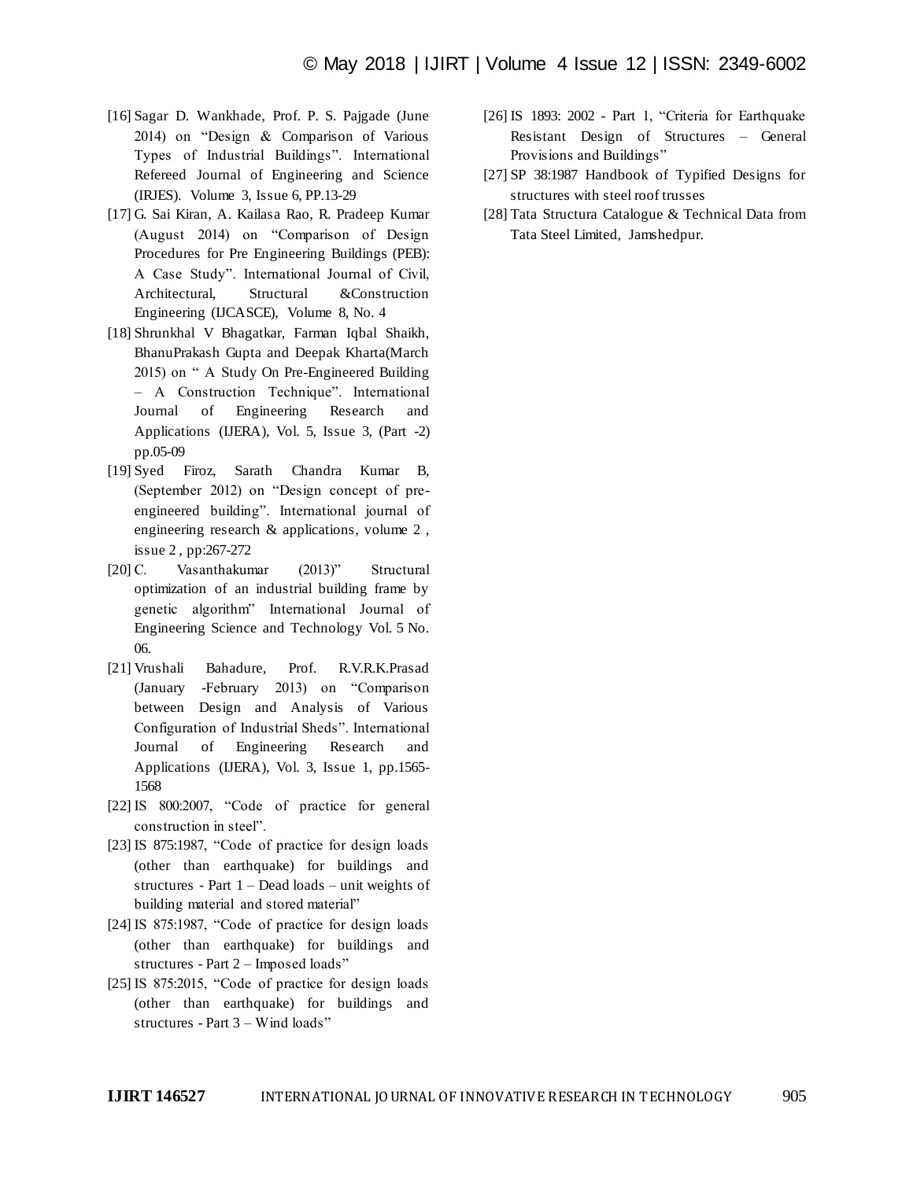[16] Sagar D. Wankhade, Prof. P. S. Pajgade (June 2014) on "Design & Comparison of Various Types of Industrial Buildings". International Refereed Journal of Engineering and Science (IRJES). Volume 3, Issue 6, PP.13-29

[17] G. Sai Kiran, A. Kailasa Rao, R. Pradeep Kumar (August 2014) on "Comparison of Design Procedures for Pre Engineering Buildings (PEB): A Case Study". International Journal of Civil, Architectural, Structural &Construction Engineering (IJCASCE), Volume 8, No. 4

[18] Shrunkhal V Bhagatkar, Farman Iqbal Shaikh, BhanuPrakash Gupta and Deepak Kharta(March 2015) on " A Study On Pre-Engineered Building – A Construction Technique". International Journal of Engineering Research and Applications (IJERA), Vol. 5, Issue 3, (Part -2) pp.05-09

[19] Syed Firoz, Sarath Chandra Kumar B, (September 2012) on "Design concept of pre-engineered building". International journal of engineering research & applications, volume 2 , issue 2 , pp:267-272

[20] C. Vasanthakumar (2013)" Structural optimization of an industrial building frame by genetic algorithm" International Journal of Engineering Science and Technology Vol. 5 No. 06.

[21] Vrushali Bahadure, Prof. R.V.R.K.Prasad (January -February 2013) on "Comparison between Design and Analysis of Various Configuration of Industrial Sheds". International Journal of Engineering Research and Applications (IJERA), Vol. 3, Issue 1, pp.1565-1568

[22] IS 800:2007, "Code of practice for general construction in steel".

[23] IS 875:1987, "Code of practice for design loads (other than earthquake) for buildings and structures - Part 1 – Dead loads – unit weights of building material and stored material"

[24] IS 875:1987, "Code of practice for design loads (other than earthquake) for buildings and structures - Part 2 – Imposed loads"

[25] IS 875:2015, "Code of practice for design loads (other than earthquake) for buildings and structures - Part 3 – Wind loads"

[26] IS 1893: 2002 - Part 1, "Criteria for Earthquake Resistant Design of Structures – General Provisions and Buildings"

[27] SP 38:1987 Handbook of Typified Designs for structures with steel roof trusses

[28] Tata Structura Catalogue & Technical Data from Tata Steel Limited, Jamshedpur.